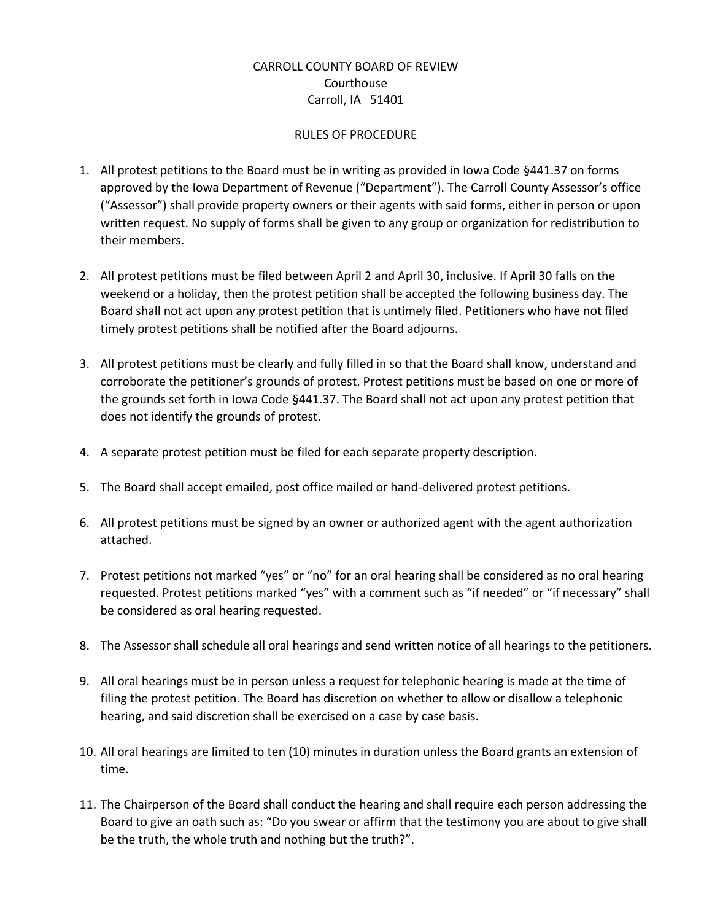CARROLL COUNTY BOARD OF REVIEW
Courthouse
Carroll, IA 51401

RULES OF PROCEDURE

1. All protest petitions to the Board must be in writing as provided in Iowa Code §441.37 on forms approved by the Iowa Department of Revenue ("Department"). The Carroll County Assessor's office ("Assessor") shall provide property owners or their agents with said forms, either in person or upon written request. No supply of forms shall be given to any group or organization for redistribution to their members.

2. All protest petitions must be filed between April 2 and April 30, inclusive. If April 30 falls on the weekend or a holiday, then the protest petition shall be accepted the following business day. The Board shall not act upon any protest petition that is untimely filed. Petitioners who have not filed timely protest petitions shall be notified after the Board adjourns.

3. All protest petitions must be clearly and fully filled in so that the Board shall know, understand and corroborate the petitioner's grounds of protest. Protest petitions must be based on one or more of the grounds set forth in Iowa Code §441.37. The Board shall not act upon any protest petition that does not identify the grounds of protest.

4. A separate protest petition must be filed for each separate property description.

5. The Board shall accept emailed, post office mailed or hand-delivered protest petitions.

6. All protest petitions must be signed by an owner or authorized agent with the agent authorization attached.

7. Protest petitions not marked "yes" or "no" for an oral hearing shall be considered as no oral hearing requested. Protest petitions marked "yes" with a comment such as "if needed" or "if necessary" shall be considered as oral hearing requested.

8. The Assessor shall schedule all oral hearings and send written notice of all hearings to the petitioners.

9. All oral hearings must be in person unless a request for telephonic hearing is made at the time of filing the protest petition. The Board has discretion on whether to allow or disallow a telephonic hearing, and said discretion shall be exercised on a case by case basis.

10. All oral hearings are limited to ten (10) minutes in duration unless the Board grants an extension of time.

11. The Chairperson of the Board shall conduct the hearing and shall require each person addressing the Board to give an oath such as: "Do you swear or affirm that the testimony you are about to give shall be the truth, the whole truth and nothing but the truth?".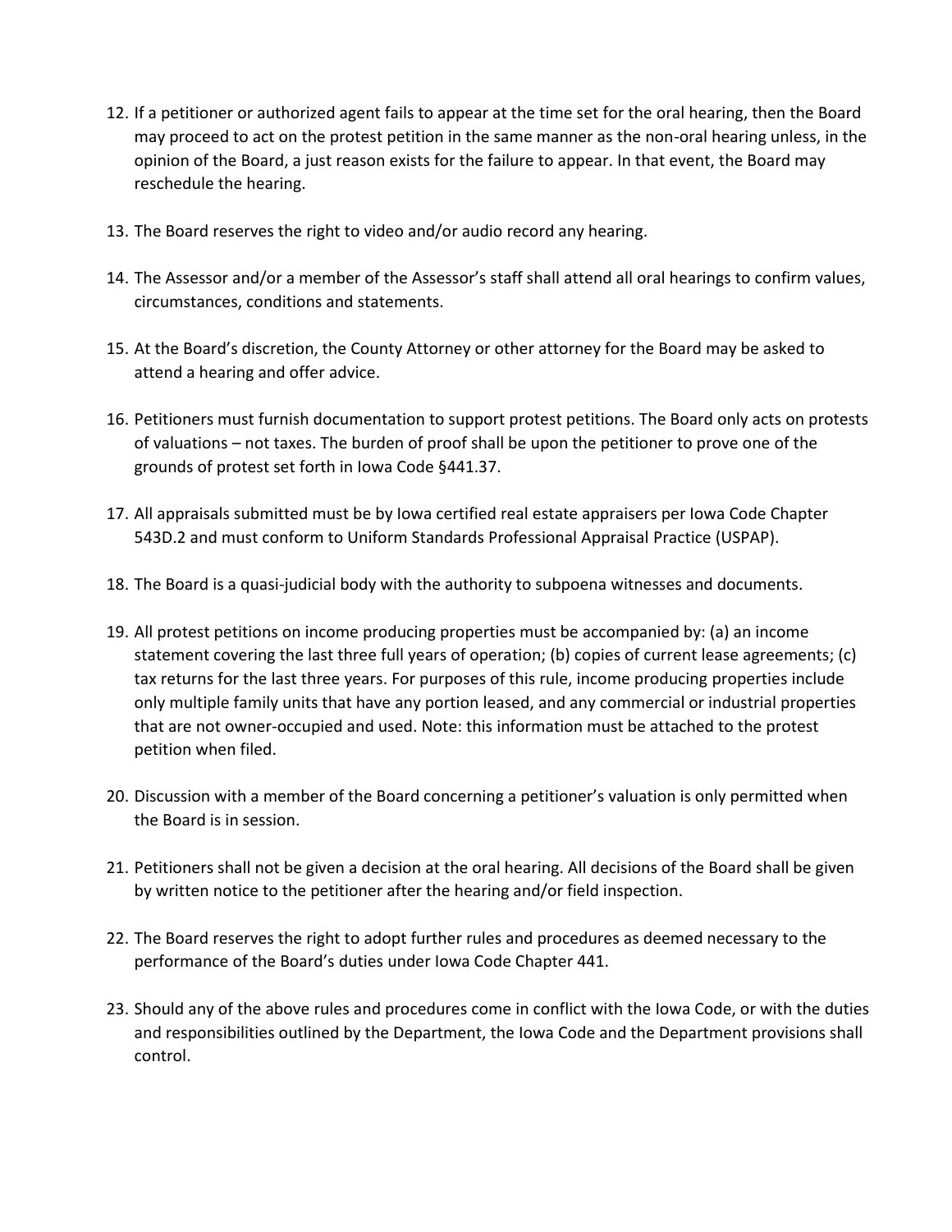12. If a petitioner or authorized agent fails to appear at the time set for the oral hearing, then the Board may proceed to act on the protest petition in the same manner as the non-oral hearing unless, in the opinion of the Board, a just reason exists for the failure to appear. In that event, the Board may reschedule the hearing.

13. The Board reserves the right to video and/or audio record any hearing.

14. The Assessor and/or a member of the Assessor's staff shall attend all oral hearings to confirm values, circumstances, conditions and statements.

15. At the Board's discretion, the County Attorney or other attorney for the Board may be asked to attend a hearing and offer advice.

16. Petitioners must furnish documentation to support protest petitions. The Board only acts on protests of valuations – not taxes. The burden of proof shall be upon the petitioner to prove one of the grounds of protest set forth in Iowa Code §441.37.

17. All appraisals submitted must be by Iowa certified real estate appraisers per Iowa Code Chapter 543D.2 and must conform to Uniform Standards Professional Appraisal Practice (USPAP).

18. The Board is a quasi-judicial body with the authority to subpoena witnesses and documents.

19. All protest petitions on income producing properties must be accompanied by: (a) an income statement covering the last three full years of operation; (b) copies of current lease agreements; (c) tax returns for the last three years. For purposes of this rule, income producing properties include only multiple family units that have any portion leased, and any commercial or industrial properties that are not owner-occupied and used. Note: this information must be attached to the protest petition when filed.

20. Discussion with a member of the Board concerning a petitioner's valuation is only permitted when the Board is in session.

21. Petitioners shall not be given a decision at the oral hearing. All decisions of the Board shall be given by written notice to the petitioner after the hearing and/or field inspection.

22. The Board reserves the right to adopt further rules and procedures as deemed necessary to the performance of the Board's duties under Iowa Code Chapter 441.

23. Should any of the above rules and procedures come in conflict with the Iowa Code, or with the duties and responsibilities outlined by the Department, the Iowa Code and the Department provisions shall control.